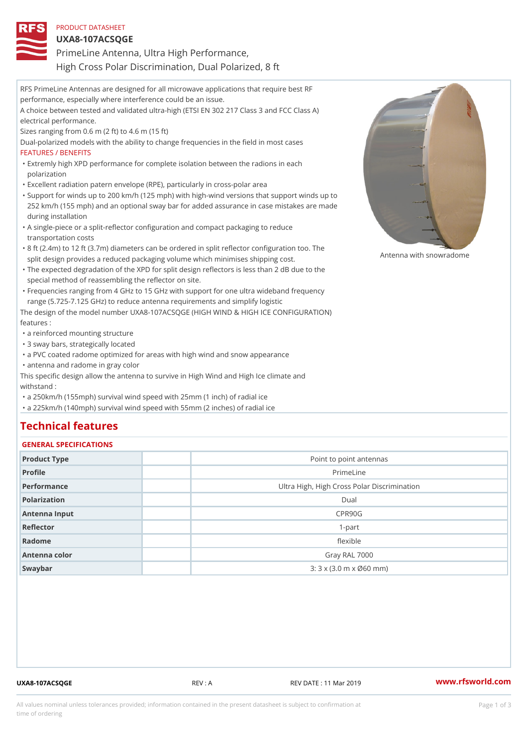PRODUCT DATASHEET

# UXA8-107ACSQGE

## PrimeLine Antenna, Ultra High Performance, High Cross Polar Discrimination, Dual Polarized, 8 ft

RFS PrimeLine Antennas are designed for all microwave applications that require best RF performance, especially where interference could be an issue.

A choice between tested and validated ultra-high (ETSI EN 302 217 Class 3 and FCC Class A) electrical performance.

Sizes ranging from 0.6 m (2 ft) to 4.6 m (15 ft)

Dual-polarized models with the ability to change frequencies in the field in most cases

FEATURES / BENEFITS

- Extremly high XPD performance for complete isolation between the radions in each polarization
- Excellent radiation patern envelope (RPE), particularly in cross-polar area
- Support for winds up to 200 km/h (125 mph) with high-wind versions that support winds up to 252 km/h (155 mph) and an optional sway bar for added assurance in case mistakes are made during installation
- A single-piece or a split-reflector configuration and compact packaging to reduce transportation costs
- 8 ft (2.4m) to 12 ft (3.7m) diameters can be ordered in split reflector configuration too. The split design provides a reduced packaging volume which minimises shipping cost.
- The expected degradation of the XPD for split design reflectors is less than 2 dB due to the special method of reassembling the reflector on site.
- Frequencies ranging from 4 GHz to 15 GHz with support for one ultra wideband frequency range (5.725-7.125 GHz) to reduce antenna requirements and simplify logistic

Antenna with snowradome

The design of the model number UXA8-107ACSQGE (HIGH WIND & HIGH ICE CONFIGURATION) features :

- a reinforced mounting structure
- 3 sway bars, strategically located
- a PVC coated radome optimized for areas with high wind and snow appearance
- antenna and radome in gray color

This specific design allow the antenna to survive in High Wind and High Ice climate and withstand :

- a 250km/h (155mph) survival wind speed with 25mm (1 inch) of radial ice
- a 225km/h (140mph) survival wind speed with 55mm (2 inches) of radial ice

# Technical features

## GENERAL SPECIFICATIONS

| | | |
|---|---|---|
| Product Type | | Point to point antennas |
| Profile | | PrimeLine |
| Performance | | Ultra High, High Cross Polar Discrimination |
| Polarization | | Dual |
| Antenna Input | | CPR90G |
| Reflector | | 1-part |
| Radome | | flexible |
| Antenna color | | Gray RAL 7000 |
| Swaybar | | 3: 3 x (3.0 m x Ø60 mm) |

UXA8-107ACSQGE REV : A REV DATE : 11 Mar 2019 www.rfsworld.com

All values nominal unless tolerances provided; information contained in the present datasheet is subject to confirmation at time of ordering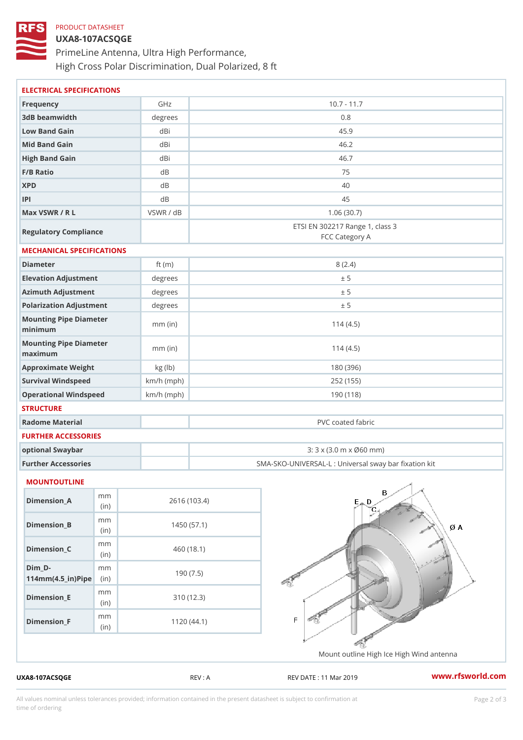PRODUCT DATASHEET

# UXA8-107ACSQGE

PrimeLine Antenna, Ultra High Performance,
High Cross Polar Discrimination, Dual Polarized, 8 ft

## ELECTRICAL SPECIFICATIONS

| | | |
|---|---|---|
| Frequency | GHz | 10.7 - 11.7 |
| 3dB beamwidth | degrees | 0.8 |
| Low Band Gain | dBi | 45.9 |
| Mid Band Gain | dBi | 46.2 |
| High Band Gain | dBi | 46.7 |
| F/B Ratio | dB | 75 |
| XPD | dB | 40 |
| IPI | dB | 45 |
| Max VSWR / R L | VSWR / dB | 1.06 (30.7) |
| Regulatory Compliance | | ETSI EN 302217 Range 1, class 3<br>FCC Category A |

## MECHANICAL SPECIFICATIONS

| | | |
|---|---|---|
| Diameter | ft (m) | 8 (2.4) |
| Elevation Adjustment | degrees | ± 5 |
| Azimuth Adjustment | degrees | ± 5 |
| Polarization Adjustment | degrees | ± 5 |
| Mounting Pipe Diameter minimum | mm (in) | 114 (4.5) |
| Mounting Pipe Diameter maximum | mm (in) | 114 (4.5) |
| Approximate Weight | kg (lb) | 180 (396) |
| Survival Windspeed | km/h (mph) | 252 (155) |
| Operational Windspeed | km/h (mph) | 190 (118) |

## STRUCTURE

| | | |
|---|---|---|
| Radome Material | | PVC coated fabric |

## FURTHER ACCESSORIES

| | | |
|---|---|---|
| optional Swaybar | | 3: 3 x (3.0 m x Ø60 mm) |
| Further Accessories | | SMA-SKO-UNIVERSAL-L : Universal sway bar fixation kit |

## MOUNTOUTLINE

| | | |
|---|---|---|
| Dimension_A | mm (in) | 2616 (103.4) |
| Dimension_B | mm (in) | 1450 (57.1) |
| Dimension_C | mm (in) | 460 (18.1) |
| Dim_D-114mm(4.5_in)Pipe | mm (in) | 190 (7.5) |
| Dimension_E | mm (in) | 310 (12.3) |
| Dimension_F | mm (in) | 1120 (44.1) |

Mount outline High Ice High Wind antenna

UXA8-107ACSQGE | REV : A | REV DATE : 11 Mar 2019 | www.rfsworld.com

All values nominal unless tolerances provided; information contained in the present datasheet is subject to confirmation at time of ordering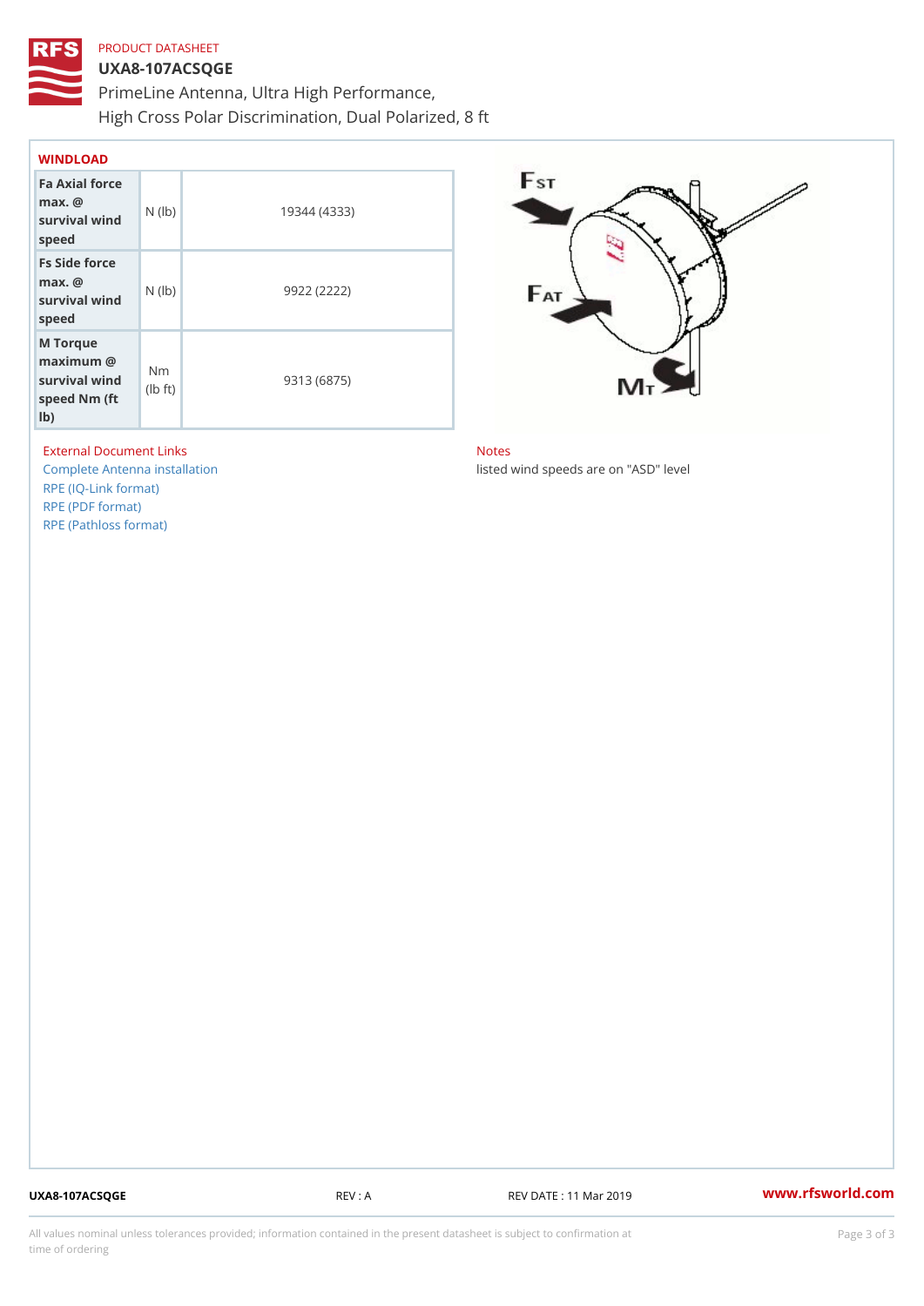PRODUCT DATASHEET

# UXA8-107ACSQGE

PrimeLine Antenna, Ultra High Performance,
High Cross Polar Discrimination, Dual Polarized, 8 ft

## WINDLOAD

| | | |
|---|---|---|
| Fa Axial force max. @ survival wind speed | N (lb) | 19344 (4333) |
| Fs Side force max. @ survival wind speed | N (lb) | 9922 (2222) |
| M Torque maximum @ survival wind speed Nm (ft lb) | Nm (lb ft) | 9313 (6875) |

FST

FAT

MT

### External Document Links

Complete Antenna installation

RPE (IQ-Link format)

RPE (PDF format)

RPE (Pathloss format)

### Notes

listed wind speeds are on "ASD" level

UXA8-107ACSQGE REV : A REV DATE : 11 Mar 2019 www.rfsworld.com

All values nominal unless tolerances provided; information contained in the present datasheet is subject to confirmation at time of ordering